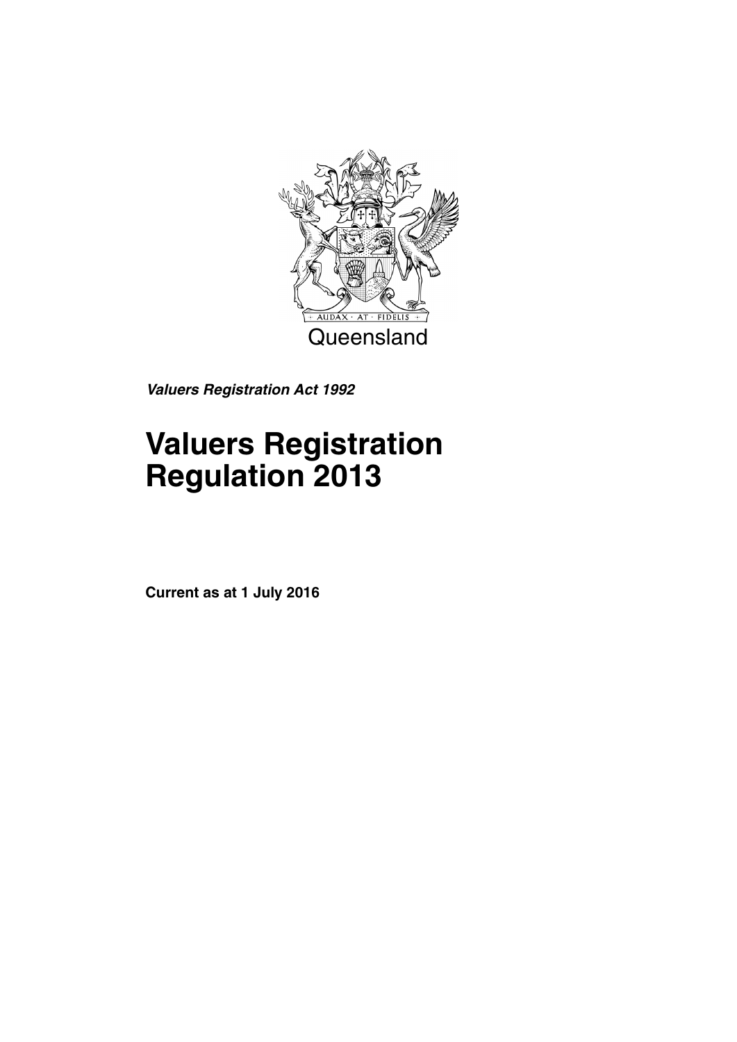Queensland

***Valuers Registration Act 1992***

# Valuers Registration Regulation 2013

**Current as at 1 July 2016**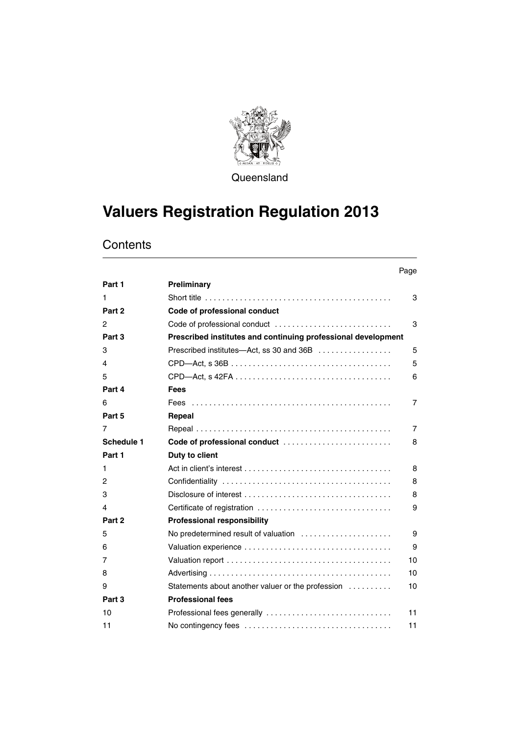Queensland

# Valuers Registration Regulation 2013

## Contents

| | | Page |
|---|---|---|
| **Part 1** | **Preliminary** | |
| 1 | Short title | 3 |
| **Part 2** | **Code of professional conduct** | |
| 2 | Code of professional conduct | 3 |
| **Part 3** | **Prescribed institutes and continuing professional development** | |
| 3 | Prescribed institutes—Act, ss 30 and 36B | 5 |
| 4 | CPD—Act, s 36B | 5 |
| 5 | CPD—Act, s 42FA | 6 |
| **Part 4** | **Fees** | |
| 6 | Fees | 7 |
| **Part 5** | **Repeal** | |
| 7 | Repeal | 7 |
| **Schedule 1** | **Code of professional conduct** | 8 |
| **Part 1** | **Duty to client** | |
| 1 | Act in client's interest | 8 |
| 2 | Confidentiality | 8 |
| 3 | Disclosure of interest | 8 |
| 4 | Certificate of registration | 9 |
| **Part 2** | **Professional responsibility** | |
| 5 | No predetermined result of valuation | 9 |
| 6 | Valuation experience | 9 |
| 7 | Valuation report | 10 |
| 8 | Advertising | 10 |
| 9 | Statements about another valuer or the profession | 10 |
| **Part 3** | **Professional fees** | |
| 10 | Professional fees generally | 11 |
| 11 | No contingency fees | 11 |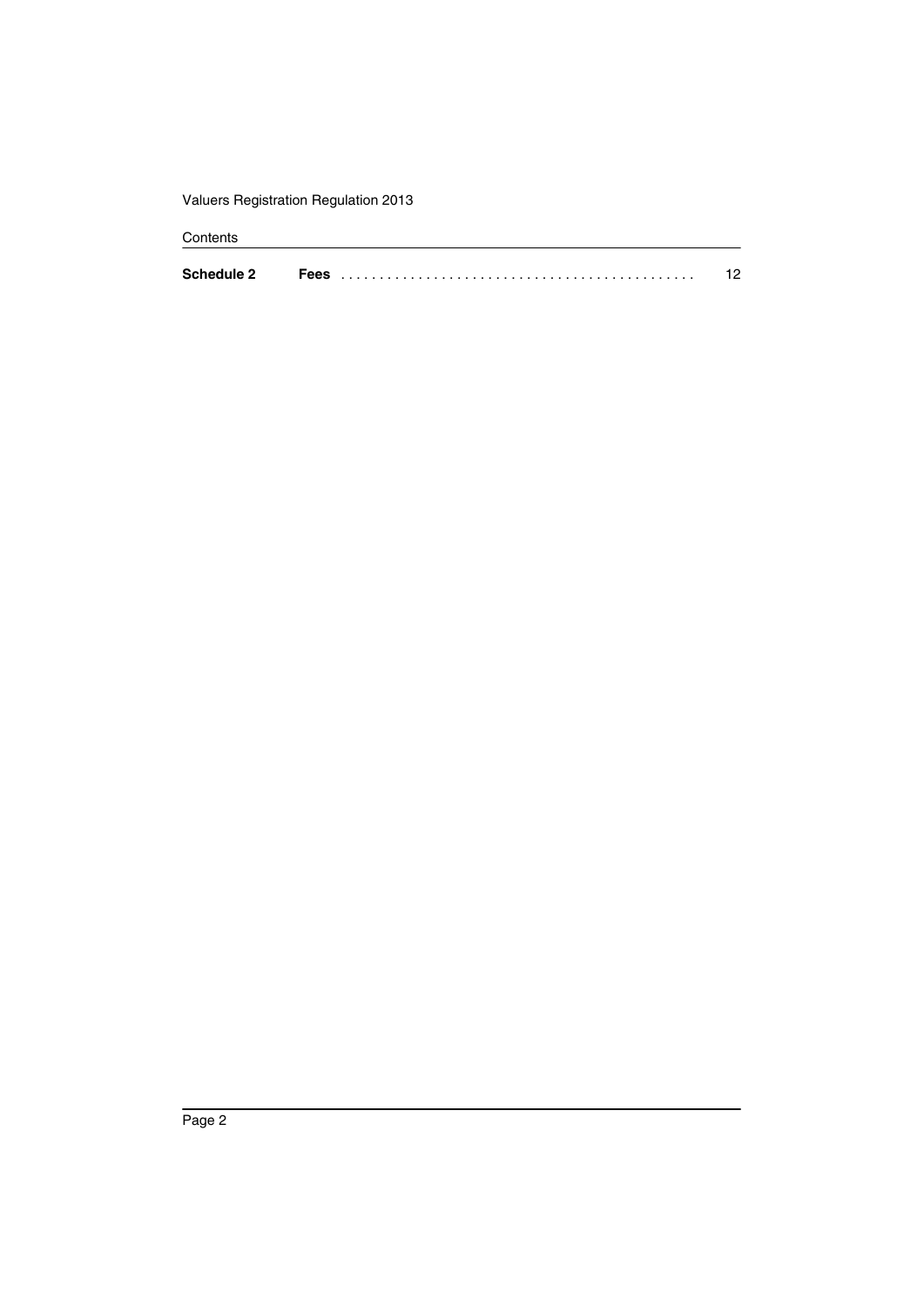**Schedule 2** **Fees** . . . . . . . . . . . . . . . . . . . . . . . . . . . . . . . . . . . . . . . . . . . . . 12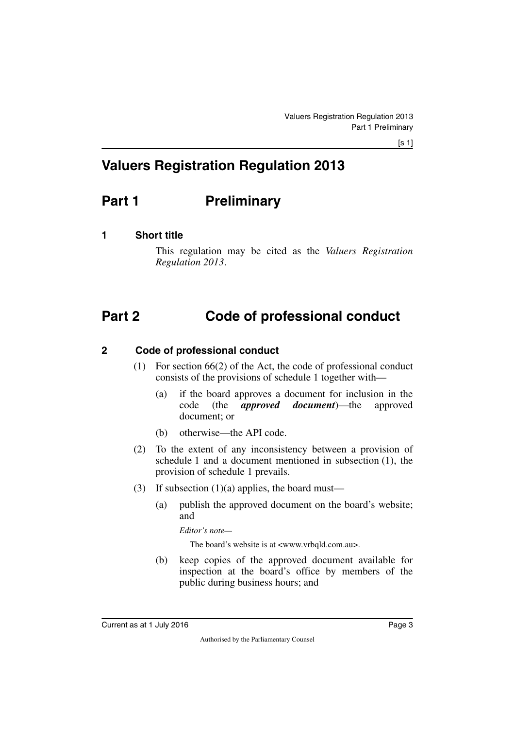# Valuers Registration Regulation 2013

## Part 1 Preliminary

### 1 Short title

This regulation may be cited as the *Valuers Registration Regulation 2013*.

## Part 2 Code of professional conduct

### 2 Code of professional conduct

(1) For section 66(2) of the Act, the code of professional conduct consists of the provisions of schedule 1 together with—

(a) if the board approves a document for inclusion in the code (the ***approved document***)—the approved document; or

(b) otherwise—the API code.

(2) To the extent of any inconsistency between a provision of schedule 1 and a document mentioned in subsection (1), the provision of schedule 1 prevails.

(3) If subsection (1)(a) applies, the board must—

(a) publish the approved document on the board's website; and

*Editor's note—*

The board's website is at <www.vrbqld.com.au>.

(b) keep copies of the approved document available for inspection at the board's office by members of the public during business hours; and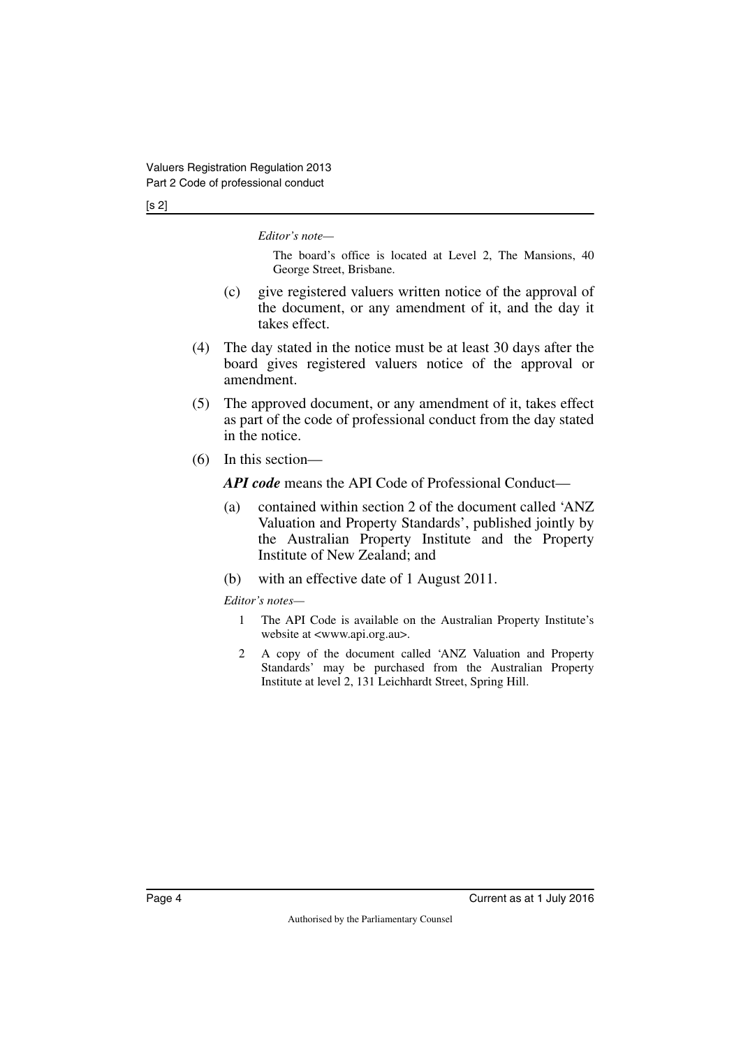*Editor's note—*

The board's office is located at Level 2, The Mansions, 40 George Street, Brisbane.

(c) give registered valuers written notice of the approval of the document, or any amendment of it, and the day it takes effect.

(4) The day stated in the notice must be at least 30 days after the board gives registered valuers notice of the approval or amendment.

(5) The approved document, or any amendment of it, takes effect as part of the code of professional conduct from the day stated in the notice.

(6) In this section—

***API code*** means the API Code of Professional Conduct—

(a) contained within section 2 of the document called 'ANZ Valuation and Property Standards', published jointly by the Australian Property Institute and the Property Institute of New Zealand; and

(b) with an effective date of 1 August 2011.

*Editor's notes—*

1 The API Code is available on the Australian Property Institute's website at <www.api.org.au>.

2 A copy of the document called 'ANZ Valuation and Property Standards' may be purchased from the Australian Property Institute at level 2, 131 Leichhardt Street, Spring Hill.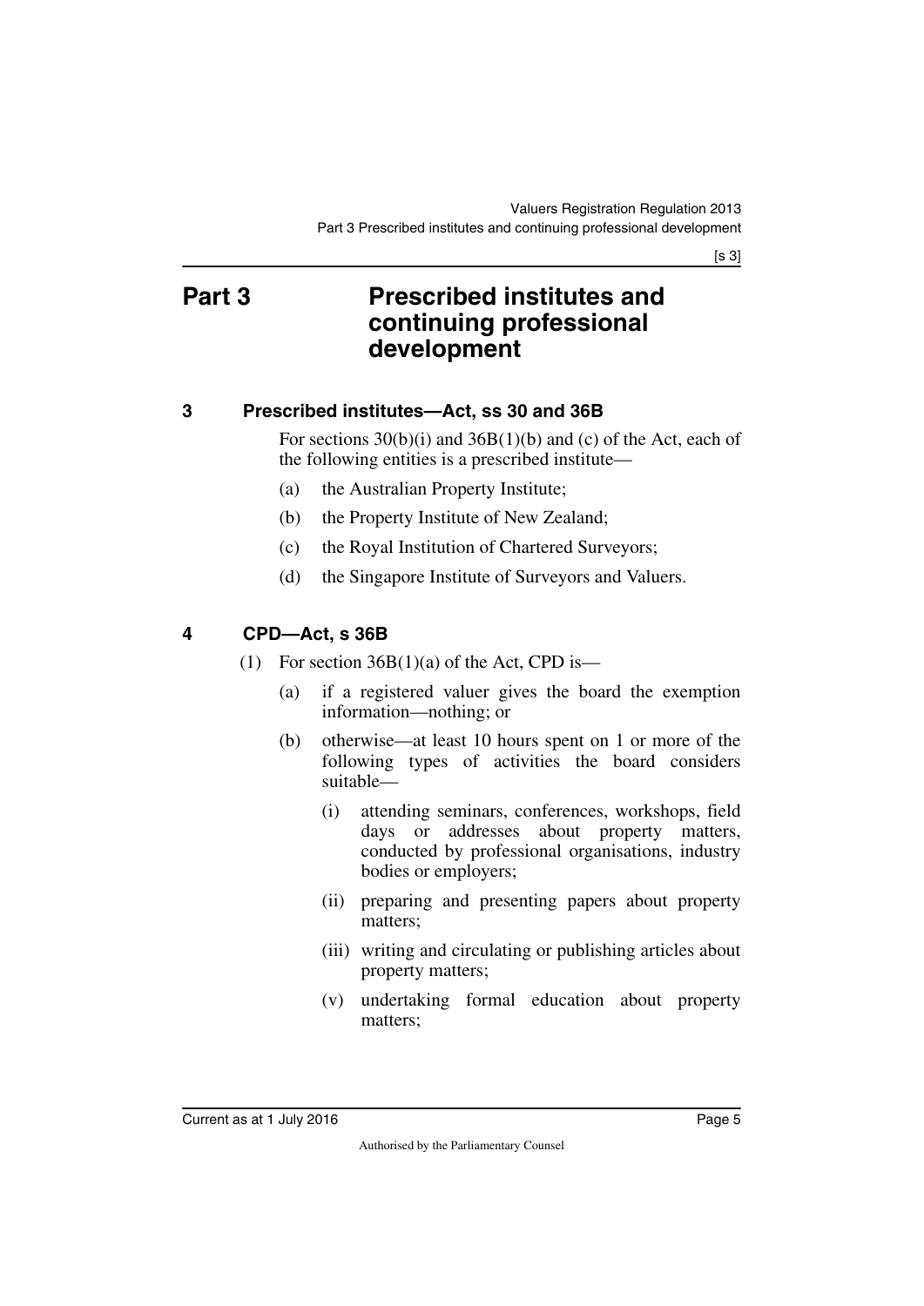# Part 3 Prescribed institutes and continuing professional development

## 3 Prescribed institutes—Act, ss 30 and 36B

For sections 30(b)(i) and 36B(1)(b) and (c) of the Act, each of the following entities is a prescribed institute—

(a) the Australian Property Institute;

(b) the Property Institute of New Zealand;

(c) the Royal Institution of Chartered Surveyors;

(d) the Singapore Institute of Surveyors and Valuers.

## 4 CPD—Act, s 36B

(1) For section 36B(1)(a) of the Act, CPD is—

(a) if a registered valuer gives the board the exemption information—nothing; or

(b) otherwise—at least 10 hours spent on 1 or more of the following types of activities the board considers suitable—

(i) attending seminars, conferences, workshops, field days or addresses about property matters, conducted by professional organisations, industry bodies or employers;

(ii) preparing and presenting papers about property matters;

(iii) writing and circulating or publishing articles about property matters;

(v) undertaking formal education about property matters;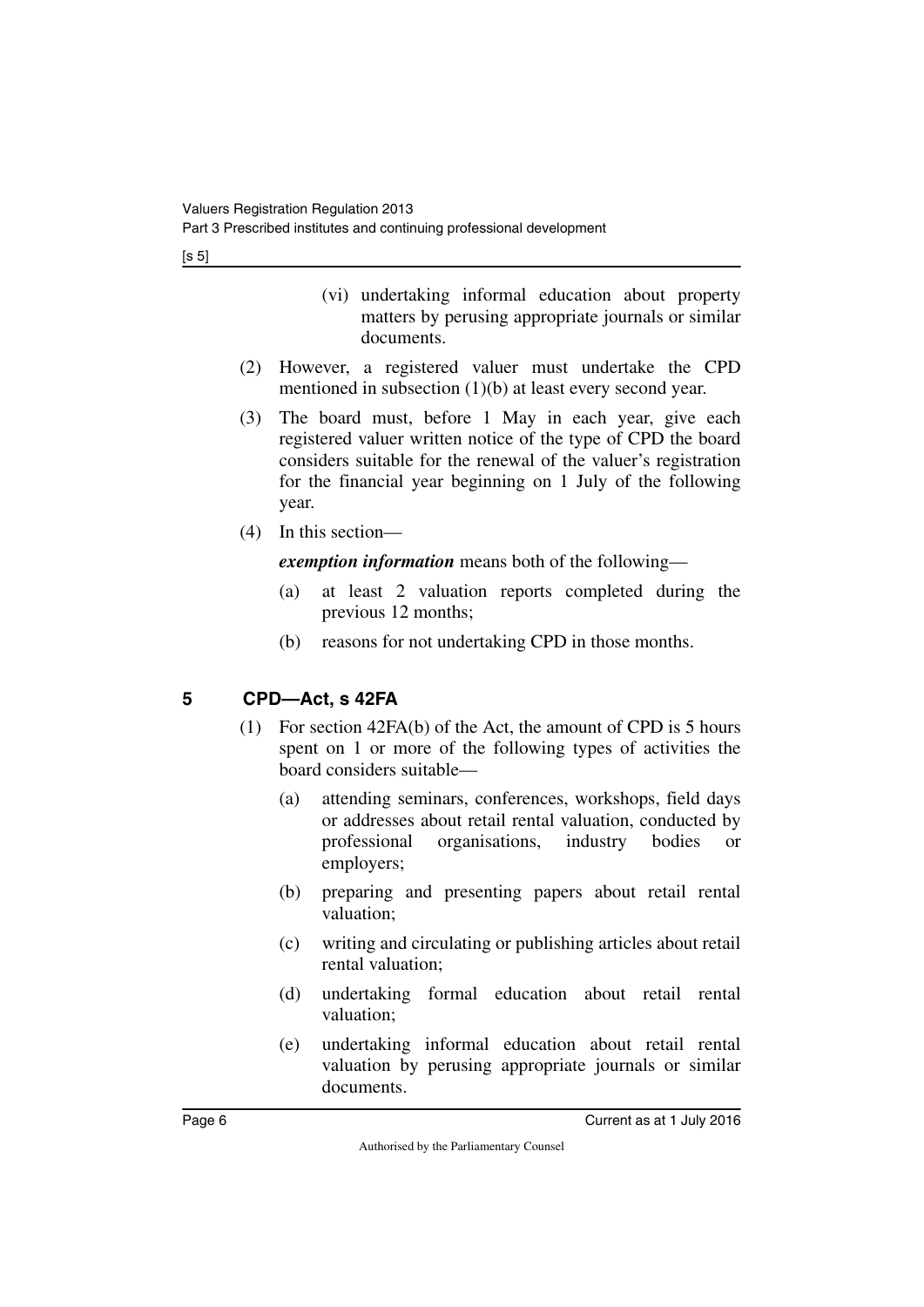(vi) undertaking informal education about property matters by perusing appropriate journals or similar documents.

(2) However, a registered valuer must undertake the CPD mentioned in subsection (1)(b) at least every second year.

(3) The board must, before 1 May in each year, give each registered valuer written notice of the type of CPD the board considers suitable for the renewal of the valuer's registration for the financial year beginning on 1 July of the following year.

(4) In this section—

***exemption information*** means both of the following—

(a) at least 2 valuation reports completed during the previous 12 months;

(b) reasons for not undertaking CPD in those months.

## 5 CPD—Act, s 42FA

(1) For section 42FA(b) of the Act, the amount of CPD is 5 hours spent on 1 or more of the following types of activities the board considers suitable—

(a) attending seminars, conferences, workshops, field days or addresses about retail rental valuation, conducted by professional organisations, industry bodies or employers;

(b) preparing and presenting papers about retail rental valuation;

(c) writing and circulating or publishing articles about retail rental valuation;

(d) undertaking formal education about retail rental valuation;

(e) undertaking informal education about retail rental valuation by perusing appropriate journals or similar documents.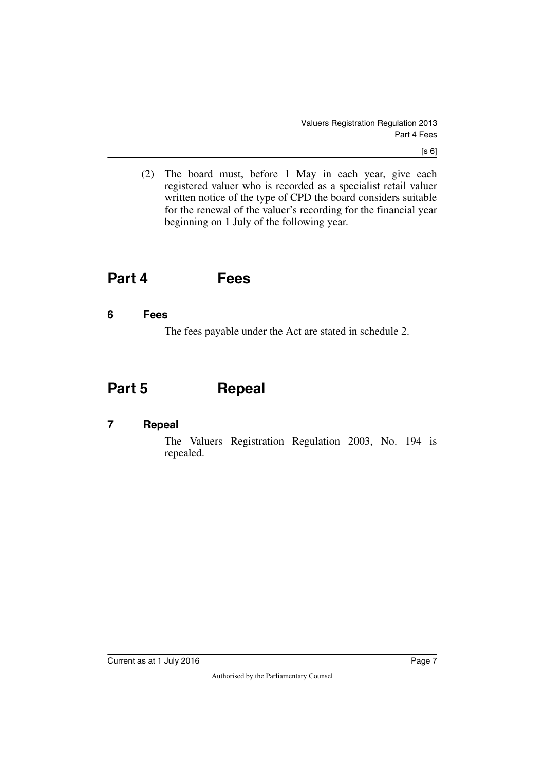(2) The board must, before 1 May in each year, give each registered valuer who is recorded as a specialist retail valuer written notice of the type of CPD the board considers suitable for the renewal of the valuer's recording for the financial year beginning on 1 July of the following year.

# Part 4 Fees

## 6 Fees

The fees payable under the Act are stated in schedule 2.

# Part 5 Repeal

## 7 Repeal

The Valuers Registration Regulation 2003, No. 194 is repealed.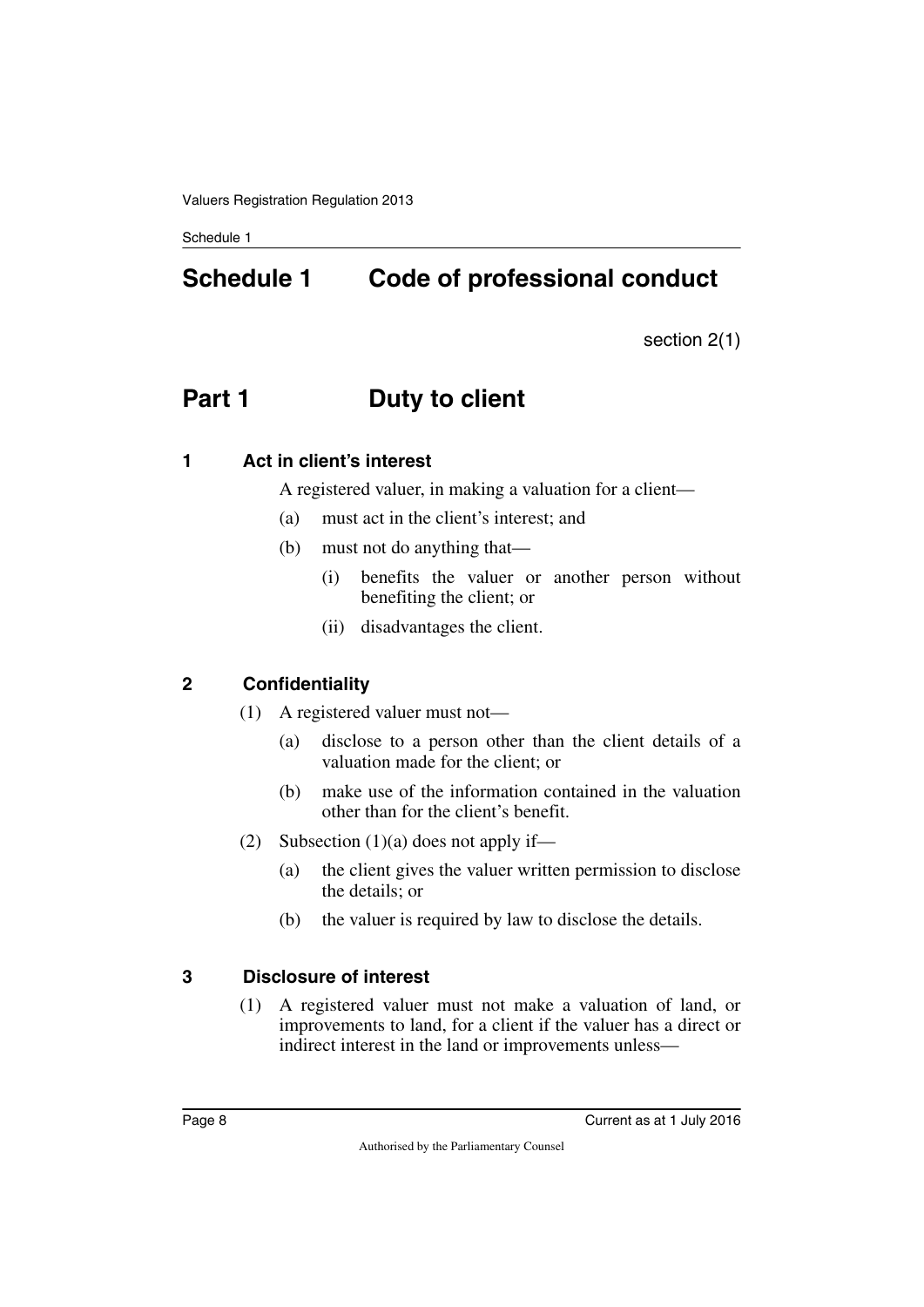# Schedule 1 Code of professional conduct

section 2(1)

## Part 1 Duty to client

### 1 Act in client's interest

A registered valuer, in making a valuation for a client—

(a) must act in the client's interest; and

(b) must not do anything that—

(i) benefits the valuer or another person without benefiting the client; or

(ii) disadvantages the client.

### 2 Confidentiality

(1) A registered valuer must not—

(a) disclose to a person other than the client details of a valuation made for the client; or

(b) make use of the information contained in the valuation other than for the client's benefit.

(2) Subsection (1)(a) does not apply if—

(a) the client gives the valuer written permission to disclose the details; or

(b) the valuer is required by law to disclose the details.

### 3 Disclosure of interest

(1) A registered valuer must not make a valuation of land, or improvements to land, for a client if the valuer has a direct or indirect interest in the land or improvements unless—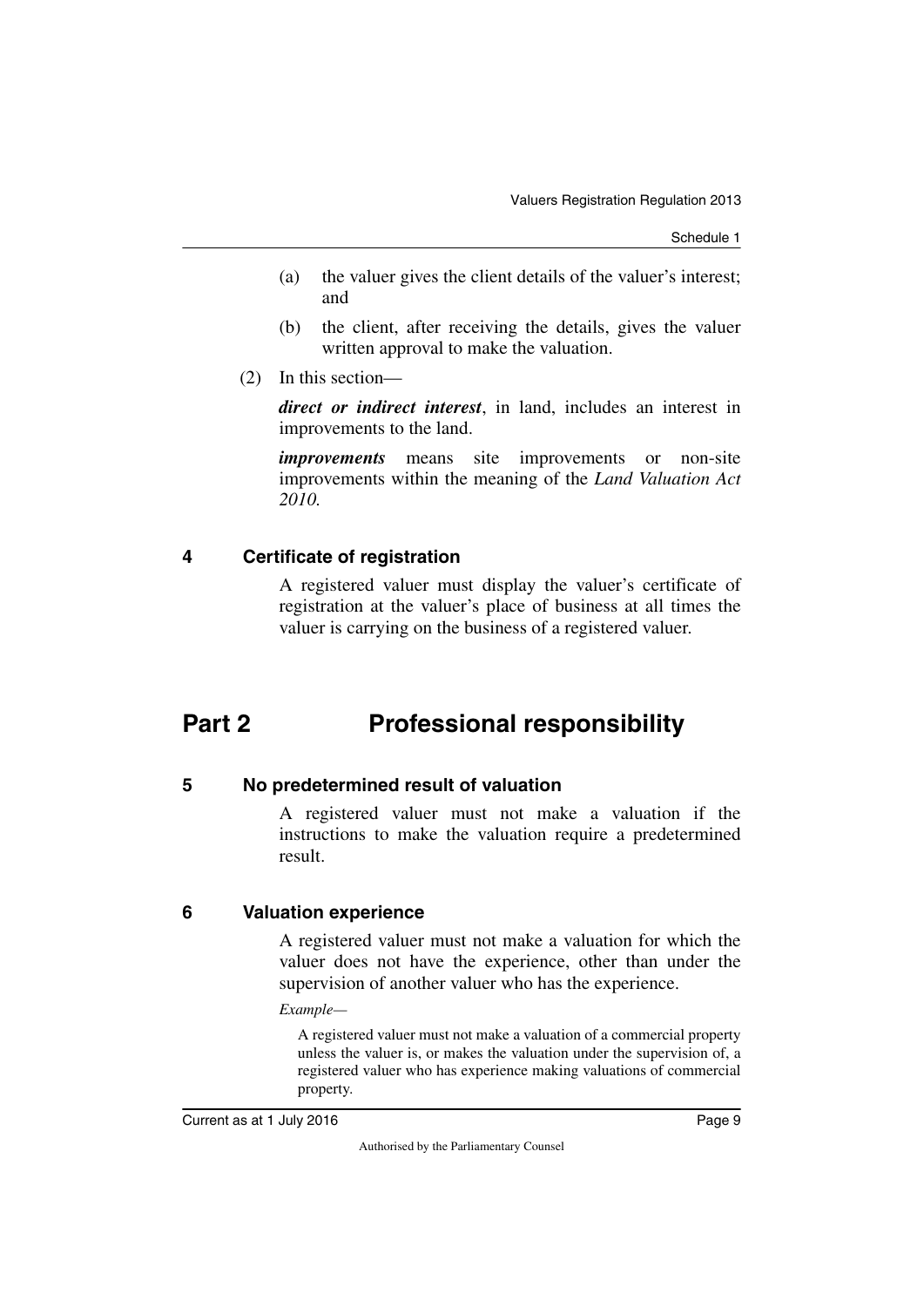(a) the valuer gives the client details of the valuer's interest; and

(b) the client, after receiving the details, gives the valuer written approval to make the valuation.

(2) In this section—

***direct or indirect interest***, in land, includes an interest in improvements to the land.

***improvements*** means site improvements or non-site improvements within the meaning of the *Land Valuation Act 2010*.

### 4 Certificate of registration

A registered valuer must display the valuer's certificate of registration at the valuer's place of business at all times the valuer is carrying on the business of a registered valuer.

## Part 2 Professional responsibility

### 5 No predetermined result of valuation

A registered valuer must not make a valuation if the instructions to make the valuation require a predetermined result.

### 6 Valuation experience

A registered valuer must not make a valuation for which the valuer does not have the experience, other than under the supervision of another valuer who has the experience.

*Example—*

A registered valuer must not make a valuation of a commercial property unless the valuer is, or makes the valuation under the supervision of, a registered valuer who has experience making valuations of commercial property.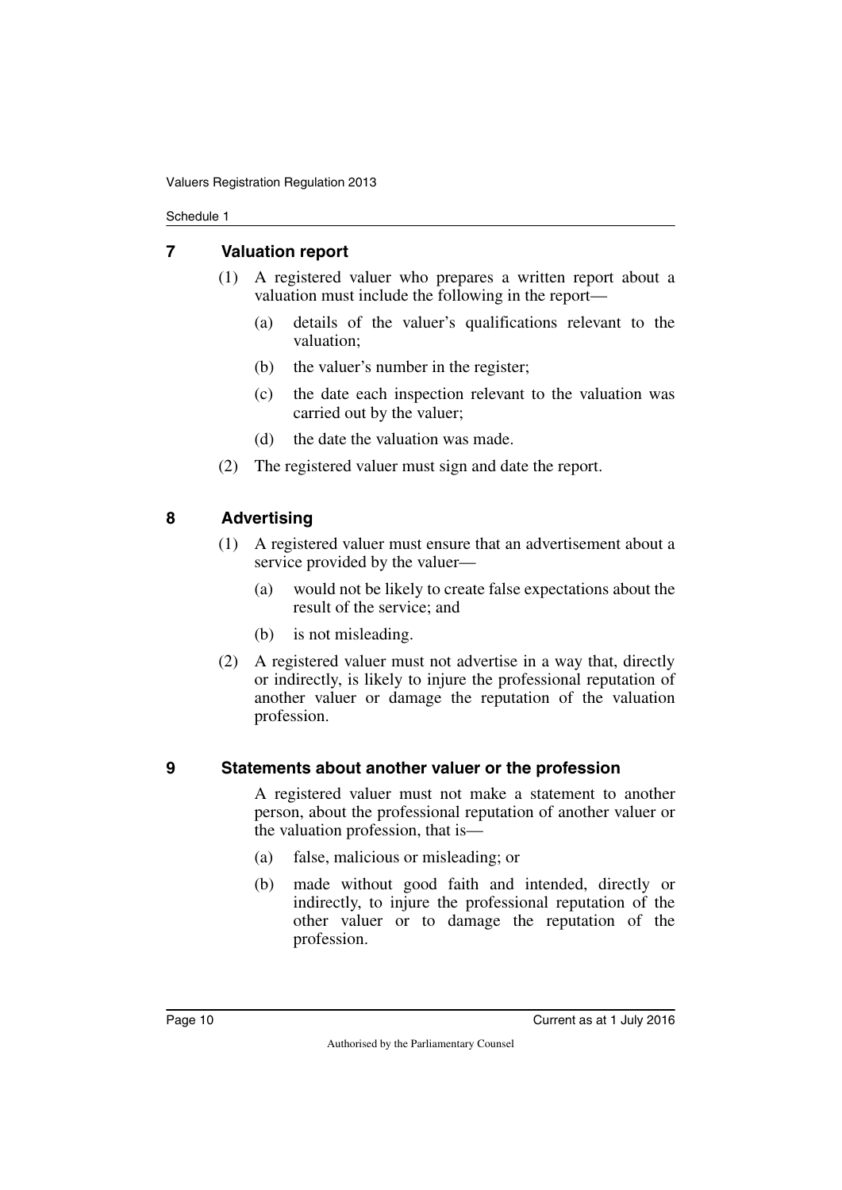## 7 Valuation report

(1) A registered valuer who prepares a written report about a valuation must include the following in the report—

(a) details of the valuer's qualifications relevant to the valuation;

(b) the valuer's number in the register;

(c) the date each inspection relevant to the valuation was carried out by the valuer;

(d) the date the valuation was made.

(2) The registered valuer must sign and date the report.

## 8 Advertising

(1) A registered valuer must ensure that an advertisement about a service provided by the valuer—

(a) would not be likely to create false expectations about the result of the service; and

(b) is not misleading.

(2) A registered valuer must not advertise in a way that, directly or indirectly, is likely to injure the professional reputation of another valuer or damage the reputation of the valuation profession.

## 9 Statements about another valuer or the profession

A registered valuer must not make a statement to another person, about the professional reputation of another valuer or the valuation profession, that is—

(a) false, malicious or misleading; or

(b) made without good faith and intended, directly or indirectly, to injure the professional reputation of the other valuer or to damage the reputation of the profession.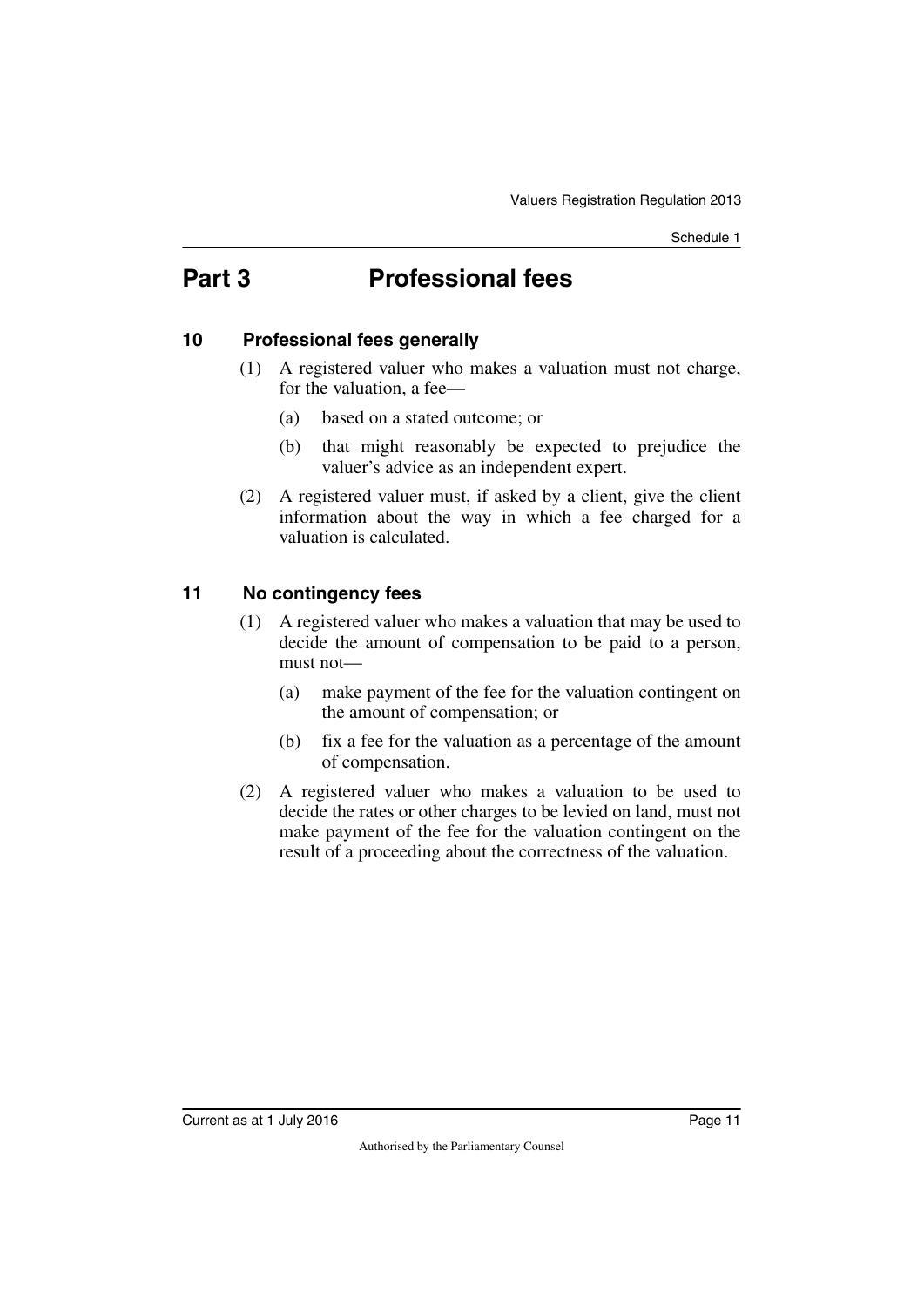# Part 3 Professional fees

## 10 Professional fees generally

(1) A registered valuer who makes a valuation must not charge, for the valuation, a fee—

(a) based on a stated outcome; or

(b) that might reasonably be expected to prejudice the valuer's advice as an independent expert.

(2) A registered valuer must, if asked by a client, give the client information about the way in which a fee charged for a valuation is calculated.

## 11 No contingency fees

(1) A registered valuer who makes a valuation that may be used to decide the amount of compensation to be paid to a person, must not—

(a) make payment of the fee for the valuation contingent on the amount of compensation; or

(b) fix a fee for the valuation as a percentage of the amount of compensation.

(2) A registered valuer who makes a valuation to be used to decide the rates or other charges to be levied on land, must not make payment of the fee for the valuation contingent on the result of a proceeding about the correctness of the valuation.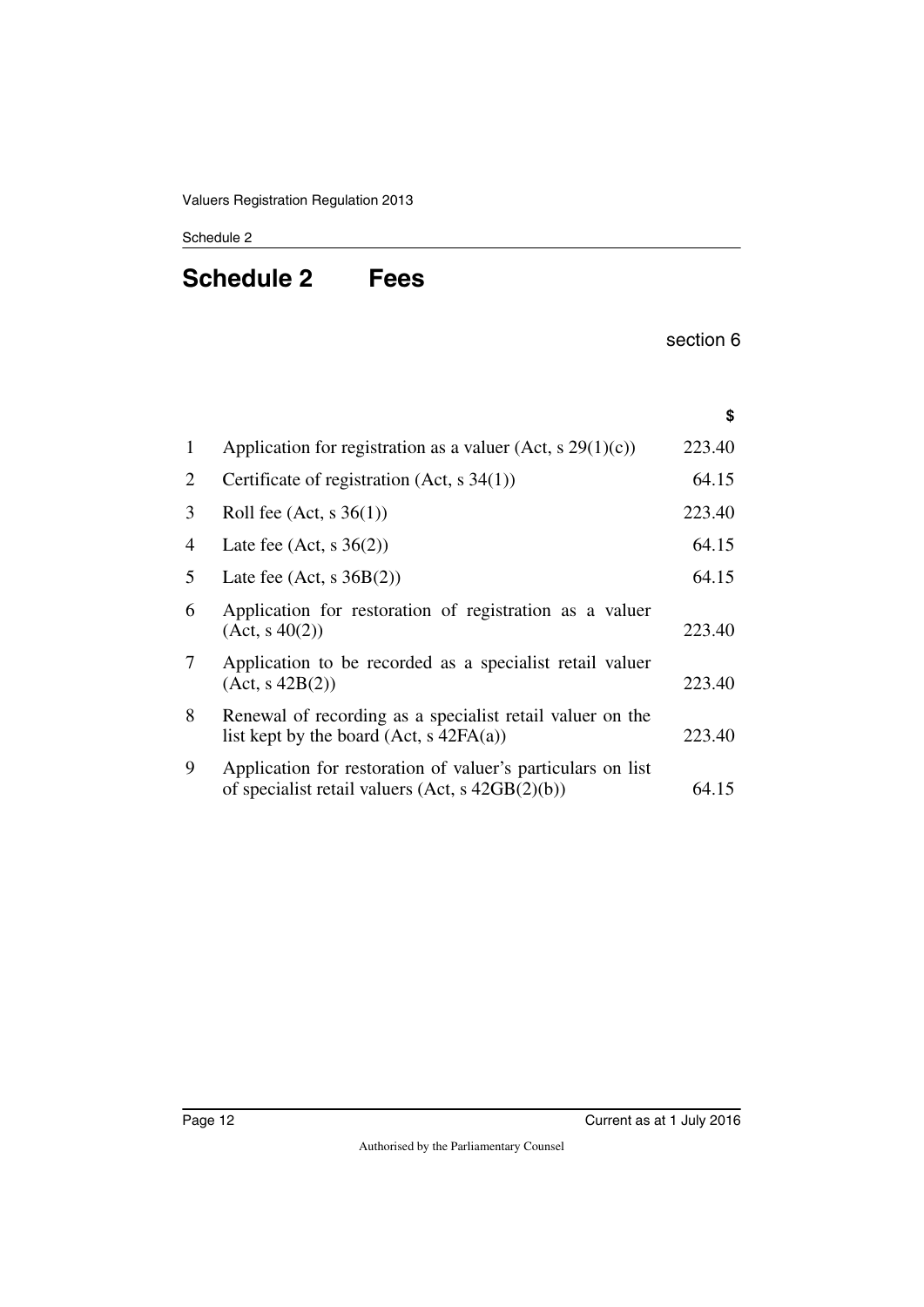# Schedule 2 Fees

section 6

| | | $ |
|---|---|---|
| 1 | Application for registration as a valuer (Act, s 29(1)(c)) | 223.40 |
| 2 | Certificate of registration (Act, s 34(1)) | 64.15 |
| 3 | Roll fee (Act, s 36(1)) | 223.40 |
| 4 | Late fee (Act, s 36(2)) | 64.15 |
| 5 | Late fee (Act, s 36B(2)) | 64.15 |
| 6 | Application for restoration of registration as a valuer (Act, s 40(2)) | 223.40 |
| 7 | Application to be recorded as a specialist retail valuer (Act, s 42B(2)) | 223.40 |
| 8 | Renewal of recording as a specialist retail valuer on the list kept by the board (Act, s 42FA(a)) | 223.40 |
| 9 | Application for restoration of valuer's particulars on list of specialist retail valuers (Act, s 42GB(2)(b)) | 64.15 |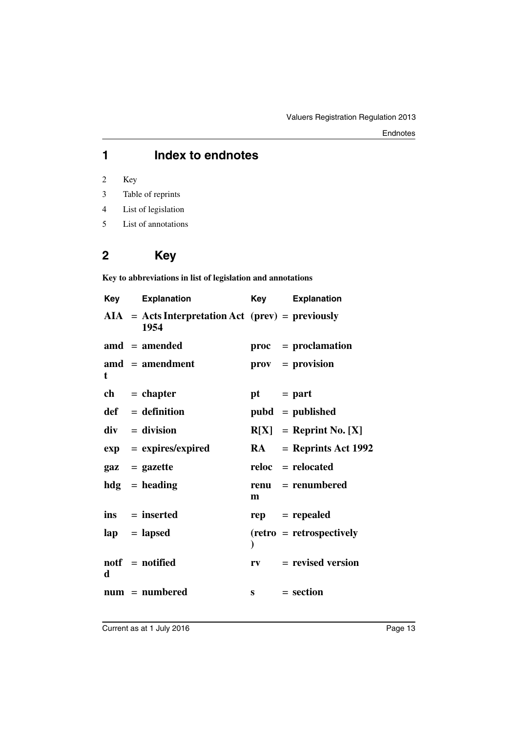## 1 Index to endnotes

2 Key

3 Table of reprints

4 List of legislation

5 List of annotations

## 2 Key

**Key to abbreviations in list of legislation and annotations**

| Key | | Explanation | Key | | Explanation |
|---|---|---|---|---|---|
| **AIA** | = | **Acts Interpretation Act 1954** | **(prev)** | = | **previously** |
| **amd** | = | **amended** | **proc** | = | **proclamation** |
| **amdt** | = | **amendment** | **prov** | = | **provision** |
| **ch** | = | **chapter** | **pt** | = | **part** |
| **def** | = | **definition** | **pubd** | = | **published** |
| **div** | = | **division** | **R[X]** | = | **Reprint No. [X]** |
| **exp** | = | **expires/expired** | **RA** | = | **Reprints Act 1992** |
| **gaz** | = | **gazette** | **reloc** | = | **relocated** |
| **hdg** | = | **heading** | **renum** | = | **renumbered** |
| **ins** | = | **inserted** | **rep** | = | **repealed** |
| **lap** | = | **lapsed** | **(retro)** | = | **retrospectively** |
| **notfd** | = | **notified** | **rv** | = | **revised version** |
| **num** | = | **numbered** | **s** | = | **section** |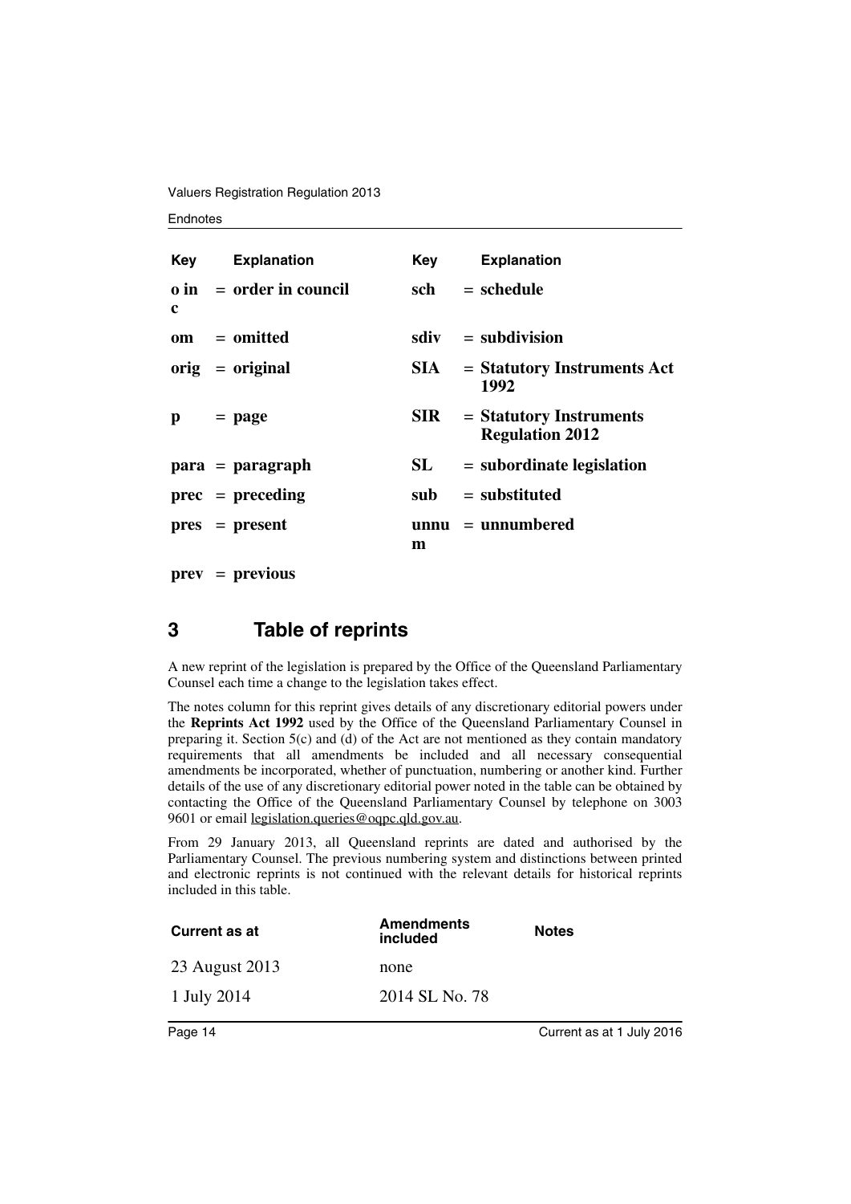| Key | Explanation | Key | Explanation |
|---|---|---|---|
| **o in c** | **= order in council** | **sch** | **= schedule** |
| **om** | **= omitted** | **sdiv** | **= subdivision** |
| **orig** | **= original** | **SIA** | **= Statutory Instruments Act 1992** |
| **p** | **= page** | **SIR** | **= Statutory Instruments Regulation 2012** |
| **para** | **= paragraph** | **SL** | **= subordinate legislation** |
| **prec** | **= preceding** | **sub** | **= substituted** |
| **pres** | **= present** | **unnum** | **= unnumbered** |
| **prev** | **= previous** | | |

## 3 Table of reprints

A new reprint of the legislation is prepared by the Office of the Queensland Parliamentary Counsel each time a change to the legislation takes effect.

The notes column for this reprint gives details of any discretionary editorial powers under the **Reprints Act 1992** used by the Office of the Queensland Parliamentary Counsel in preparing it. Section 5(c) and (d) of the Act are not mentioned as they contain mandatory requirements that all amendments be included and all necessary consequential amendments be incorporated, whether of punctuation, numbering or another kind. Further details of the use of any discretionary editorial power noted in the table can be obtained by contacting the Office of the Queensland Parliamentary Counsel by telephone on 3003 9601 or email legislation.queries@oqpc.qld.gov.au.

From 29 January 2013, all Queensland reprints are dated and authorised by the Parliamentary Counsel. The previous numbering system and distinctions between printed and electronic reprints is not continued with the relevant details for historical reprints included in this table.

| Current as at | Amendments included | Notes |
|---|---|---|
| 23 August 2013 | none | |
| 1 July 2014 | 2014 SL No. 78 | |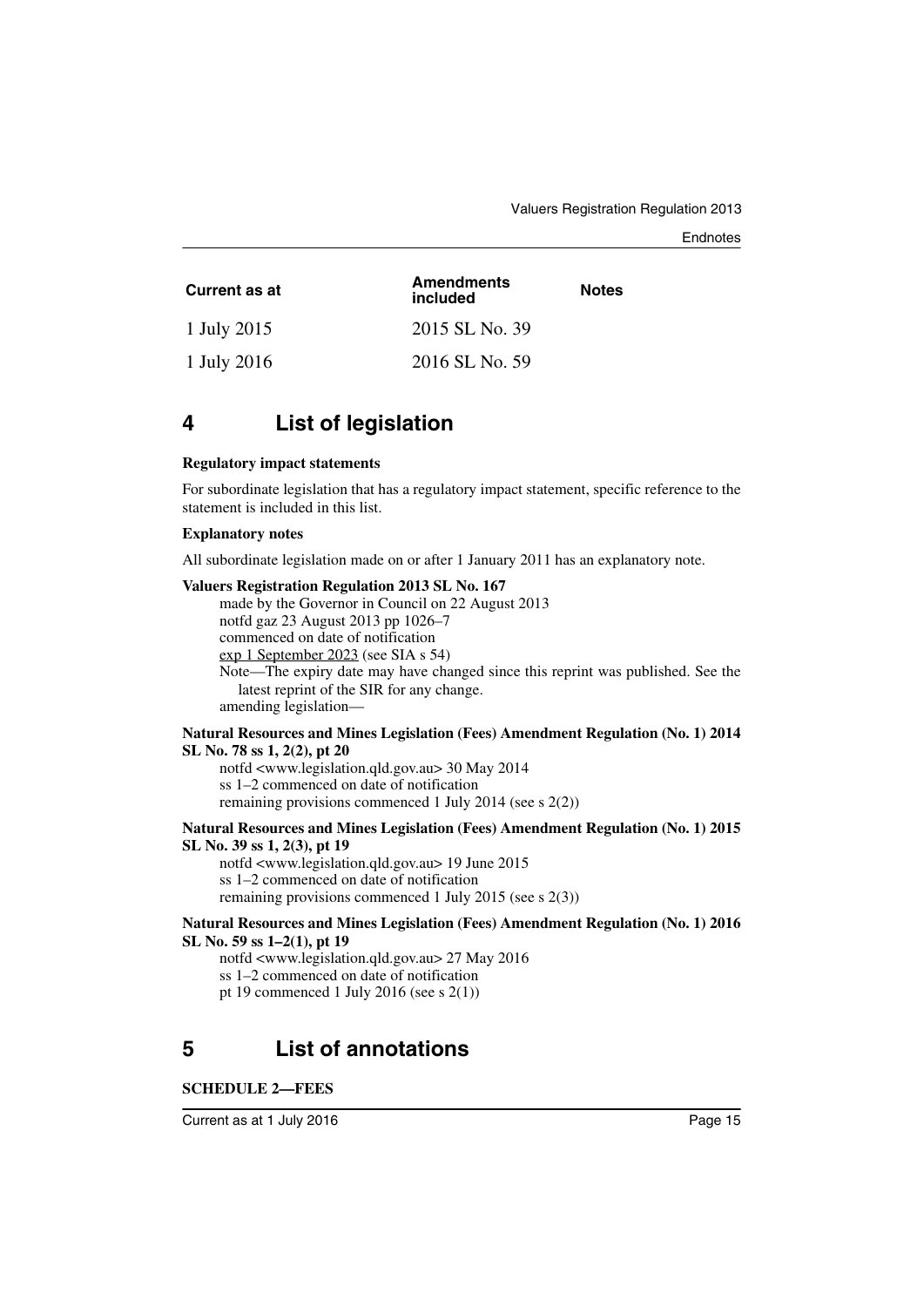| Current as at | Amendments included | Notes |
| --- | --- | --- |
| 1 July 2015 | 2015 SL No. 39 | |
| 1 July 2016 | 2016 SL No. 59 | |

# 4 List of legislation

**Regulatory impact statements**

For subordinate legislation that has a regulatory impact statement, specific reference to the statement is included in this list.

**Explanatory notes**

All subordinate legislation made on or after 1 January 2011 has an explanatory note.

**Valuers Registration Regulation 2013 SL No. 167**

made by the Governor in Council on 22 August 2013
notfd gaz 23 August 2013 pp 1026–7
commenced on date of notification
exp 1 September 2023 (see SIA s 54)
Note—The expiry date may have changed since this reprint was published. See the latest reprint of the SIR for any change.
amending legislation—

**Natural Resources and Mines Legislation (Fees) Amendment Regulation (No. 1) 2014 SL No. 78 ss 1, 2(2), pt 20**

notfd <www.legislation.qld.gov.au> 30 May 2014
ss 1–2 commenced on date of notification
remaining provisions commenced 1 July 2014 (see s 2(2))

**Natural Resources and Mines Legislation (Fees) Amendment Regulation (No. 1) 2015 SL No. 39 ss 1, 2(3), pt 19**

notfd <www.legislation.qld.gov.au> 19 June 2015
ss 1–2 commenced on date of notification
remaining provisions commenced 1 July 2015 (see s 2(3))

**Natural Resources and Mines Legislation (Fees) Amendment Regulation (No. 1) 2016 SL No. 59 ss 1–2(1), pt 19**

notfd <www.legislation.qld.gov.au> 27 May 2016
ss 1–2 commenced on date of notification
pt 19 commenced 1 July 2016 (see s 2(1))

# 5 List of annotations

**SCHEDULE 2—FEES**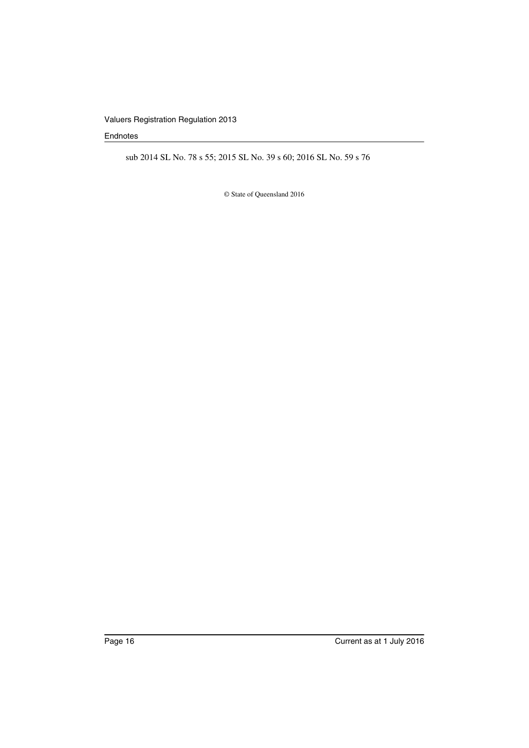sub 2014 SL No. 78 s 55; 2015 SL No. 39 s 60; 2016 SL No. 59 s 76

© State of Queensland 2016